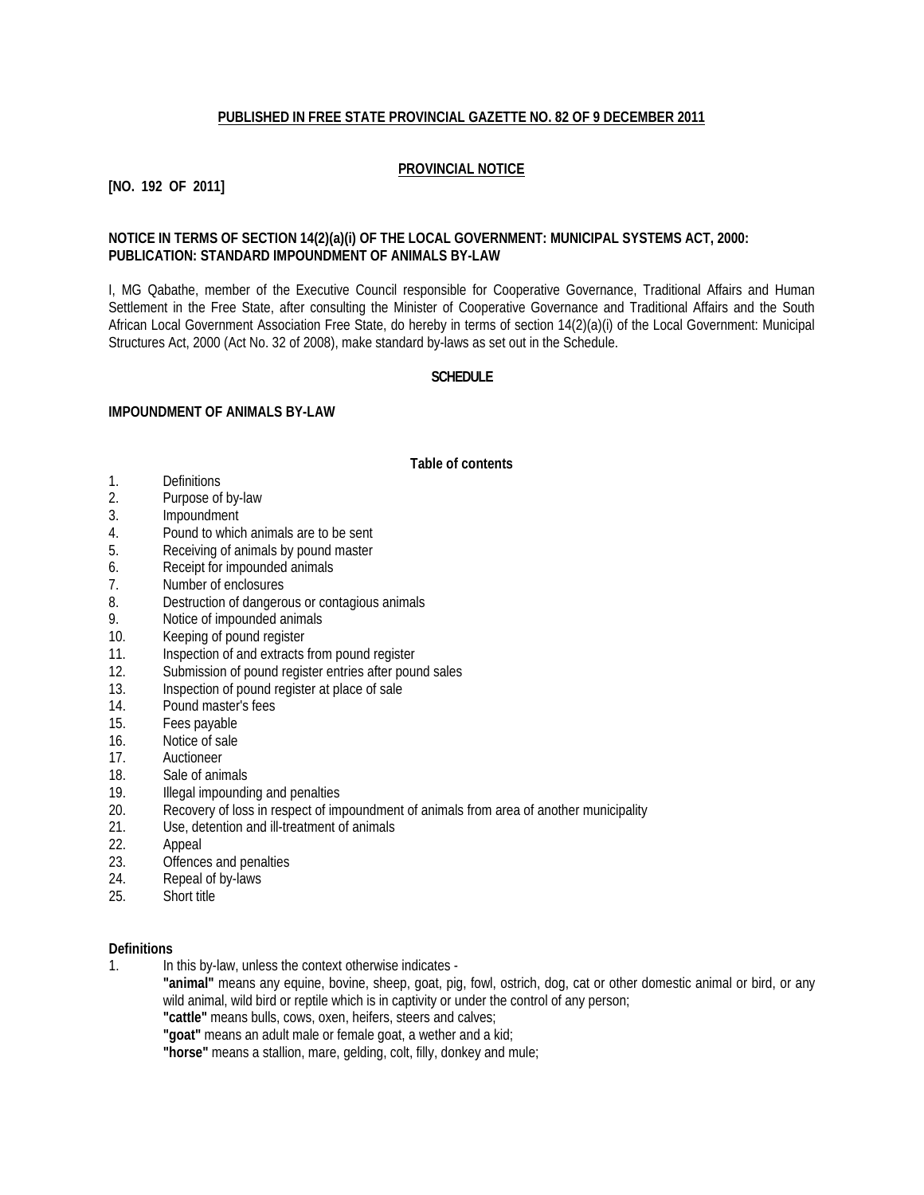**PUBLISHED IN FREE STATE PROVINCIAL GAZETTE NO. 82 OF 9 DECEMBER 2011**

**PROVINCIAL NOTICE**

**[NO. 192 OF 2011]**

**NOTICE IN TERMS OF SECTION 14(2)(a)(i) OF THE LOCAL GOVERNMENT: MUNICIPAL SYSTEMS ACT, 2000: PUBLICATION: STANDARD IMPOUNDMENT OF ANIMALS BY-LAW**

I, MG Qabathe, member of the Executive Council responsible for Cooperative Governance, Traditional Affairs and Human Settlement in the Free State, after consulting the Minister of Cooperative Governance and Traditional Affairs and the South African Local Government Association Free State, do hereby in terms of section 14(2)(a)(i) of the Local Government: Municipal Structures Act, 2000 (Act No. 32 of 2008), make standard by-laws as set out in the Schedule.

**SCHEDULE**

**IMPOUNDMENT OF ANIMALS BY-LAW**

**Table of contents**

1. Definitions
2. Purpose of by-law
3. Impoundment
4. Pound to which animals are to be sent
5. Receiving of animals by pound master
6. Receipt for impounded animals
7. Number of enclosures
8. Destruction of dangerous or contagious animals
9. Notice of impounded animals
10. Keeping of pound register
11. Inspection of and extracts from pound register
12. Submission of pound register entries after pound sales
13. Inspection of pound register at place of sale
14. Pound master's fees
15. Fees payable
16. Notice of sale
17. Auctioneer
18. Sale of animals
19. Illegal impounding and penalties
20. Recovery of loss in respect of impoundment of animals from area of another municipality
21. Use, detention and ill-treatment of animals
22. Appeal
23. Offences and penalties
24. Repeal of by-laws
25. Short title

**Definitions**

1. In this by-law, unless the context otherwise indicates -

   **"animal"** means any equine, bovine, sheep, goat, pig, fowl, ostrich, dog, cat or other domestic animal or bird, or any wild animal, wild bird or reptile which is in captivity or under the control of any person;

   **"cattle"** means bulls, cows, oxen, heifers, steers and calves;

   **"goat"** means an adult male or female goat, a wether and a kid;

   **"horse"** means a stallion, mare, gelding, colt, filly, donkey and mule;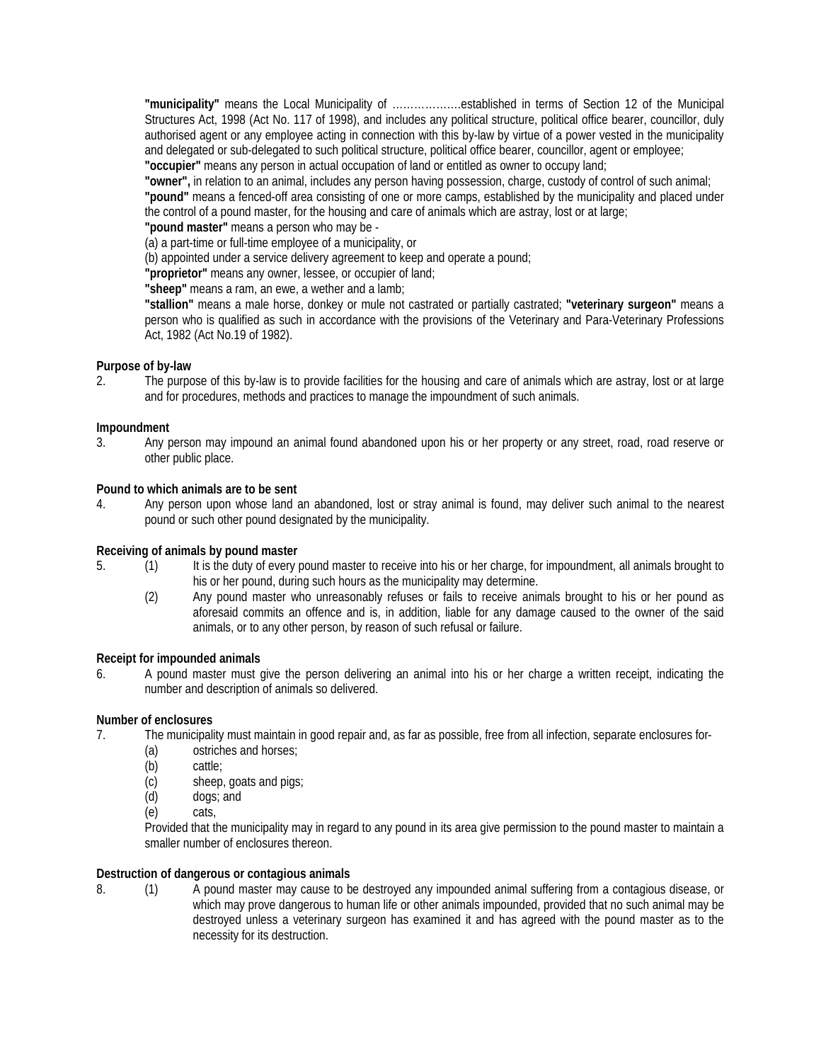**"municipality"** means the Local Municipality of ……………….established in terms of Section 12 of the Municipal Structures Act, 1998 (Act No. 117 of 1998), and includes any political structure, political office bearer, councillor, duly authorised agent or any employee acting in connection with this by-law by virtue of a power vested in the municipality and delegated or sub-delegated to such political structure, political office bearer, councillor, agent or employee;

**"occupier"** means any person in actual occupation of land or entitled as owner to occupy land;

**"owner",** in relation to an animal, includes any person having possession, charge, custody of control of such animal;

**"pound"** means a fenced-off area consisting of one or more camps, established by the municipality and placed under the control of a pound master, for the housing and care of animals which are astray, lost or at large;

**"pound master"** means a person who may be -

(a) a part-time or full-time employee of a municipality, or

(b) appointed under a service delivery agreement to keep and operate a pound;

**"proprietor"** means any owner, lessee, or occupier of land;

**"sheep"** means a ram, an ewe, a wether and a lamb;

**"stallion"** means a male horse, donkey or mule not castrated or partially castrated; **"veterinary surgeon"** means a person who is qualified as such in accordance with the provisions of the Veterinary and Para-Veterinary Professions Act, 1982 (Act No.19 of 1982).

**Purpose of by-law**

2. The purpose of this by-law is to provide facilities for the housing and care of animals which are astray, lost or at large and for procedures, methods and practices to manage the impoundment of such animals.

**Impoundment**

3. Any person may impound an animal found abandoned upon his or her property or any street, road, road reserve or other public place.

**Pound to which animals are to be sent**

4. Any person upon whose land an abandoned, lost or stray animal is found, may deliver such animal to the nearest pound or such other pound designated by the municipality.

**Receiving of animals by pound master**

5. (1) It is the duty of every pound master to receive into his or her charge, for impoundment, all animals brought to his or her pound, during such hours as the municipality may determine.

   (2) Any pound master who unreasonably refuses or fails to receive animals brought to his or her pound as aforesaid commits an offence and is, in addition, liable for any damage caused to the owner of the said animals, or to any other person, by reason of such refusal or failure.

**Receipt for impounded animals**

6. A pound master must give the person delivering an animal into his or her charge a written receipt, indicating the number and description of animals so delivered.

**Number of enclosures**

7. The municipality must maintain in good repair and, as far as possible, free from all infection, separate enclosures for-

   (a) ostriches and horses;

   (b) cattle;

   (c) sheep, goats and pigs;

   (d) dogs; and

   (e) cats,

   Provided that the municipality may in regard to any pound in its area give permission to the pound master to maintain a smaller number of enclosures thereon.

**Destruction of dangerous or contagious animals**

8. (1) A pound master may cause to be destroyed any impounded animal suffering from a contagious disease, or which may prove dangerous to human life or other animals impounded, provided that no such animal may be destroyed unless a veterinary surgeon has examined it and has agreed with the pound master as to the necessity for its destruction.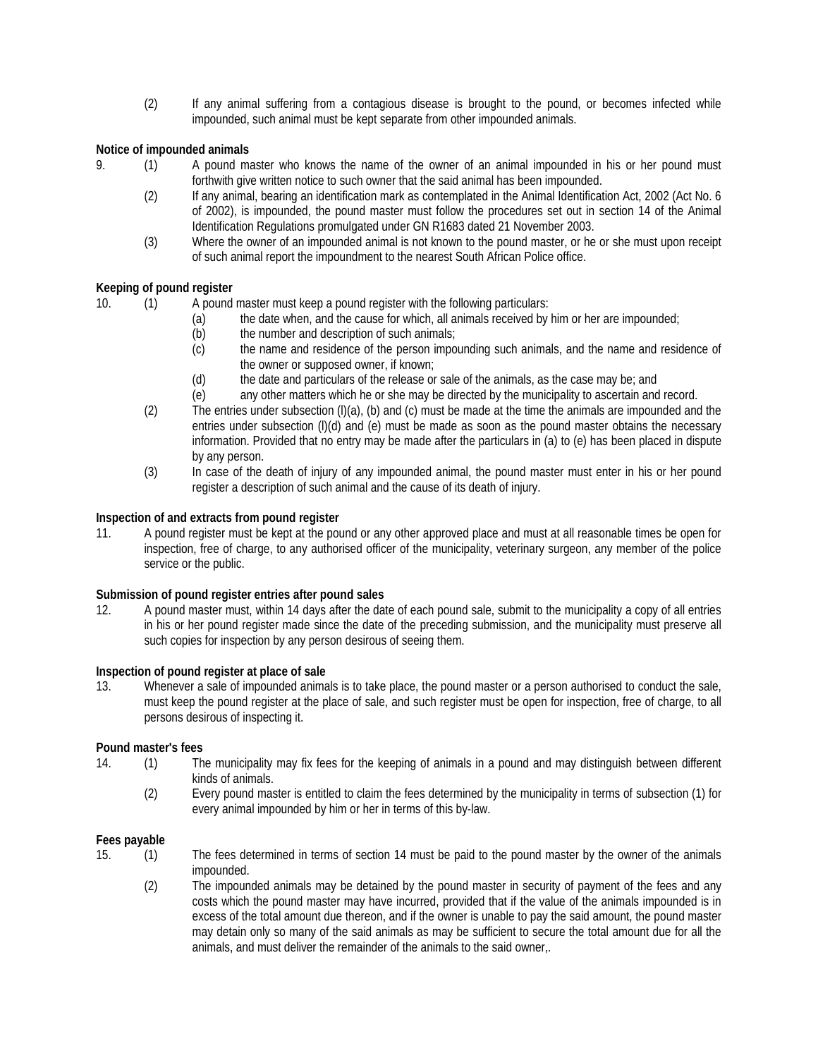(2) If any animal suffering from a contagious disease is brought to the pound, or becomes infected while impounded, such animal must be kept separate from other impounded animals.

**Notice of impounded animals**

9. (1) A pound master who knows the name of the owner of an animal impounded in his or her pound must forthwith give written notice to such owner that the said animal has been impounded.

(2) If any animal, bearing an identification mark as contemplated in the Animal Identification Act, 2002 (Act No. 6 of 2002), is impounded, the pound master must follow the procedures set out in section 14 of the Animal Identification Regulations promulgated under GN R1683 dated 21 November 2003.

(3) Where the owner of an impounded animal is not known to the pound master, or he or she must upon receipt of such animal report the impoundment to the nearest South African Police office.

**Keeping of pound register**

10. (1) A pound master must keep a pound register with the following particulars:

(a) the date when, and the cause for which, all animals received by him or her are impounded;

(b) the number and description of such animals;

(c) the name and residence of the person impounding such animals, and the name and residence of the owner or supposed owner, if known;

(d) the date and particulars of the release or sale of the animals, as the case may be; and

(e) any other matters which he or she may be directed by the municipality to ascertain and record.

(2) The entries under subsection (l)(a), (b) and (c) must be made at the time the animals are impounded and the entries under subsection (l)(d) and (e) must be made as soon as the pound master obtains the necessary information. Provided that no entry may be made after the particulars in (a) to (e) has been placed in dispute by any person.

(3) In case of the death of injury of any impounded animal, the pound master must enter in his or her pound register a description of such animal and the cause of its death of injury.

**Inspection of and extracts from pound register**

11. A pound register must be kept at the pound or any other approved place and must at all reasonable times be open for inspection, free of charge, to any authorised officer of the municipality, veterinary surgeon, any member of the police service or the public.

**Submission of pound register entries after pound sales**

12. A pound master must, within 14 days after the date of each pound sale, submit to the municipality a copy of all entries in his or her pound register made since the date of the preceding submission, and the municipality must preserve all such copies for inspection by any person desirous of seeing them.

**Inspection of pound register at place of sale**

13. Whenever a sale of impounded animals is to take place, the pound master or a person authorised to conduct the sale, must keep the pound register at the place of sale, and such register must be open for inspection, free of charge, to all persons desirous of inspecting it.

**Pound master's fees**

14. (1) The municipality may fix fees for the keeping of animals in a pound and may distinguish between different kinds of animals.

(2) Every pound master is entitled to claim the fees determined by the municipality in terms of subsection (1) for every animal impounded by him or her in terms of this by-law.

**Fees payable**

15. (1) The fees determined in terms of section 14 must be paid to the pound master by the owner of the animals impounded.

(2) The impounded animals may be detained by the pound master in security of payment of the fees and any costs which the pound master may have incurred, provided that if the value of the animals impounded is in excess of the total amount due thereon, and if the owner is unable to pay the said amount, the pound master may detain only so many of the said animals as may be sufficient to secure the total amount due for all the animals, and must deliver the remainder of the animals to the said owner,.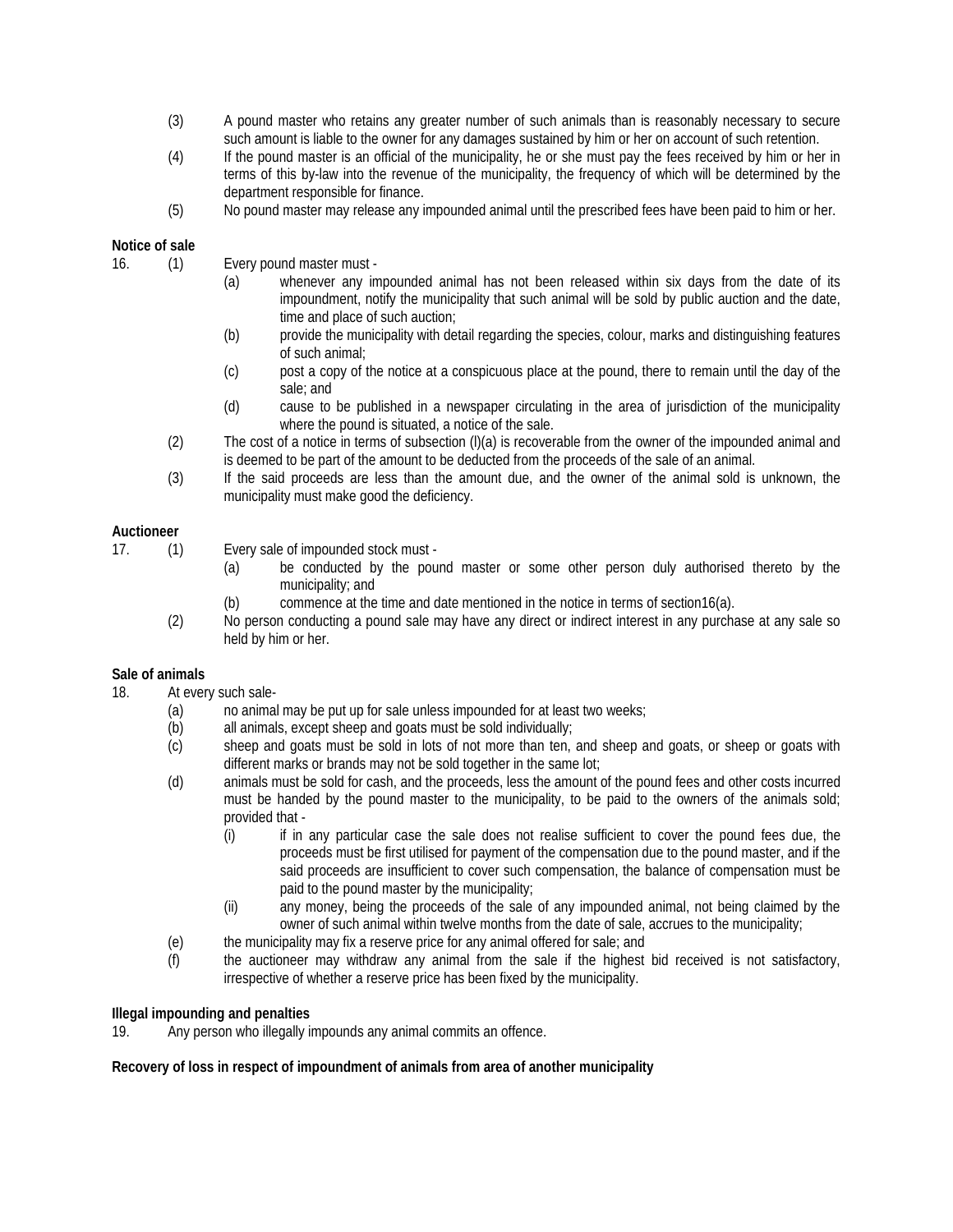(3) A pound master who retains any greater number of such animals than is reasonably necessary to secure such amount is liable to the owner for any damages sustained by him or her on account of such retention.

(4) If the pound master is an official of the municipality, he or she must pay the fees received by him or her in terms of this by-law into the revenue of the municipality, the frequency of which will be determined by the department responsible for finance.

(5) No pound master may release any impounded animal until the prescribed fees have been paid to him or her.

**Notice of sale**

16. (1) Every pound master must -

(a) whenever any impounded animal has not been released within six days from the date of its impoundment, notify the municipality that such animal will be sold by public auction and the date, time and place of such auction;

(b) provide the municipality with detail regarding the species, colour, marks and distinguishing features of such animal;

(c) post a copy of the notice at a conspicuous place at the pound, there to remain until the day of the sale; and

(d) cause to be published in a newspaper circulating in the area of jurisdiction of the municipality where the pound is situated, a notice of the sale.

(2) The cost of a notice in terms of subsection (l)(a) is recoverable from the owner of the impounded animal and is deemed to be part of the amount to be deducted from the proceeds of the sale of an animal.

(3) If the said proceeds are less than the amount due, and the owner of the animal sold is unknown, the municipality must make good the deficiency.

**Auctioneer**

17. (1) Every sale of impounded stock must -

(a) be conducted by the pound master or some other person duly authorised thereto by the municipality; and

(b) commence at the time and date mentioned in the notice in terms of section16(a).

(2) No person conducting a pound sale may have any direct or indirect interest in any purchase at any sale so held by him or her.

**Sale of animals**

18. At every such sale-

(a) no animal may be put up for sale unless impounded for at least two weeks;

(b) all animals, except sheep and goats must be sold individually;

(c) sheep and goats must be sold in lots of not more than ten, and sheep and goats, or sheep or goats with different marks or brands may not be sold together in the same lot;

(d) animals must be sold for cash, and the proceeds, less the amount of the pound fees and other costs incurred must be handed by the pound master to the municipality, to be paid to the owners of the animals sold; provided that -

(i) if in any particular case the sale does not realise sufficient to cover the pound fees due, the proceeds must be first utilised for payment of the compensation due to the pound master, and if the said proceeds are insufficient to cover such compensation, the balance of compensation must be paid to the pound master by the municipality;

(ii) any money, being the proceeds of the sale of any impounded animal, not being claimed by the owner of such animal within twelve months from the date of sale, accrues to the municipality;

(e) the municipality may fix a reserve price for any animal offered for sale; and

(f) the auctioneer may withdraw any animal from the sale if the highest bid received is not satisfactory, irrespective of whether a reserve price has been fixed by the municipality.

**Illegal impounding and penalties**

19. Any person who illegally impounds any animal commits an offence.

**Recovery of loss in respect of impoundment of animals from area of another municipality**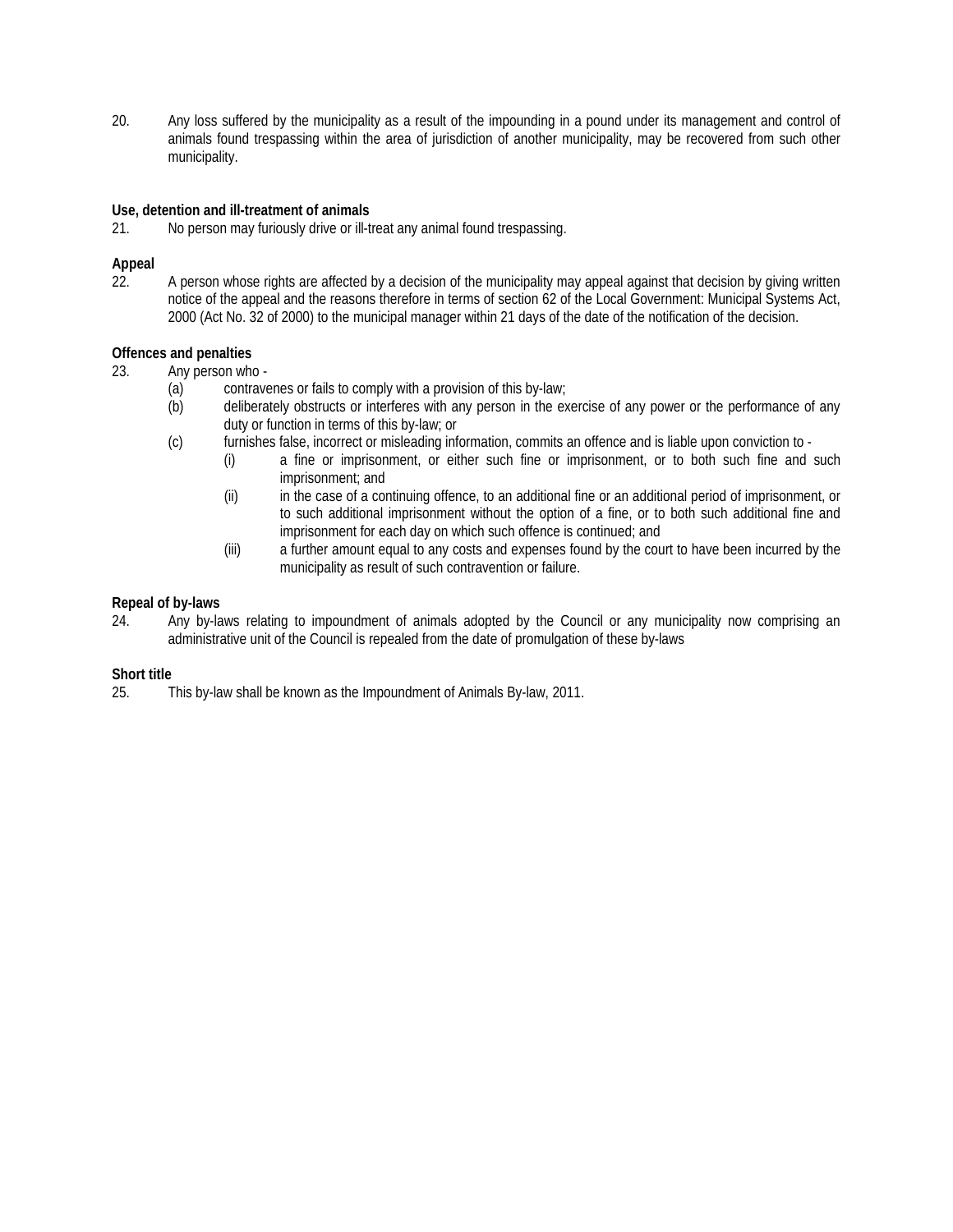20. Any loss suffered by the municipality as a result of the impounding in a pound under its management and control of animals found trespassing within the area of jurisdiction of another municipality, may be recovered from such other municipality.

**Use, detention and ill-treatment of animals**

21. No person may furiously drive or ill-treat any animal found trespassing.

**Appeal**

22. A person whose rights are affected by a decision of the municipality may appeal against that decision by giving written notice of the appeal and the reasons therefore in terms of section 62 of the Local Government: Municipal Systems Act, 2000 (Act No. 32 of 2000) to the municipal manager within 21 days of the date of the notification of the decision.

**Offences and penalties**

23. Any person who -
    (a) contravenes or fails to comply with a provision of this by-law;
    (b) deliberately obstructs or interferes with any person in the exercise of any power or the performance of any duty or function in terms of this by-law; or
    (c) furnishes false, incorrect or misleading information, commits an offence and is liable upon conviction to -
        (i) a fine or imprisonment, or either such fine or imprisonment, or to both such fine and such imprisonment; and
        (ii) in the case of a continuing offence, to an additional fine or an additional period of imprisonment, or to such additional imprisonment without the option of a fine, or to both such additional fine and imprisonment for each day on which such offence is continued; and
        (iii) a further amount equal to any costs and expenses found by the court to have been incurred by the municipality as result of such contravention or failure.

**Repeal of by-laws**

24. Any by-laws relating to impoundment of animals adopted by the Council or any municipality now comprising an administrative unit of the Council is repealed from the date of promulgation of these by-laws

**Short title**

25. This by-law shall be known as the Impoundment of Animals By-law, 2011.